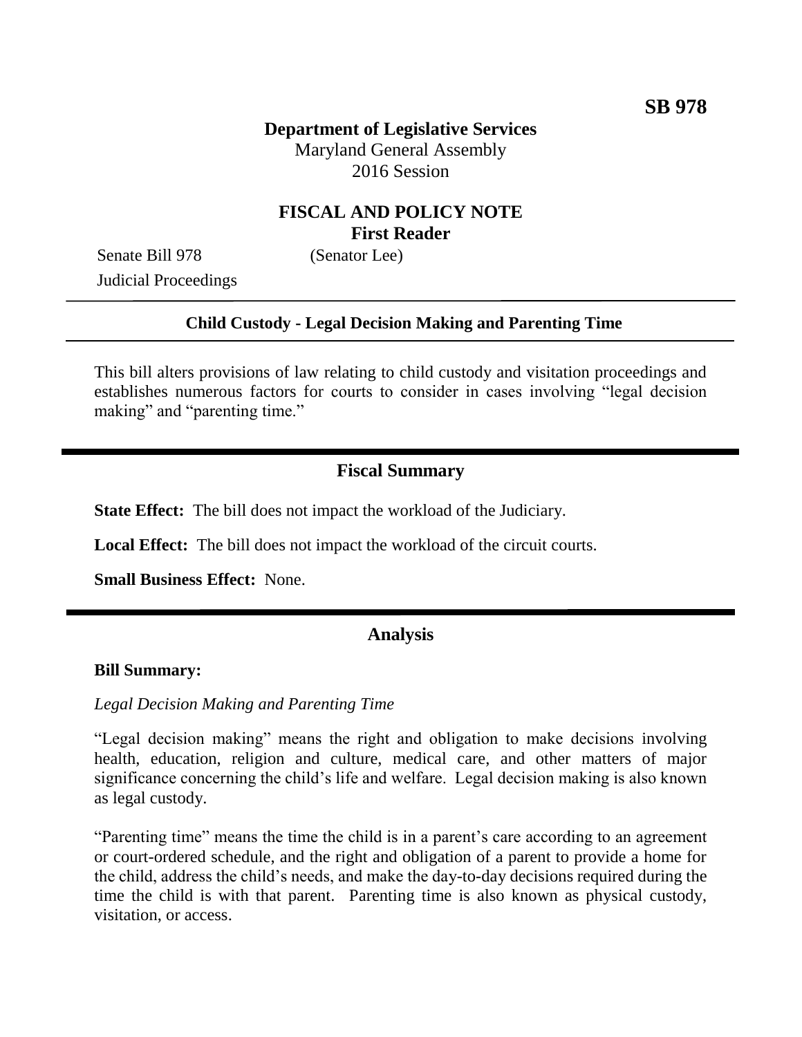**SB 978**

**Department of Legislative Services**
Maryland General Assembly
2016 Session

## FISCAL AND POLICY NOTE
**First Reader**

Senate Bill 978 (Senator Lee)
Judicial Proceedings

---

**Child Custody - Legal Decision Making and Parenting Time**

---

This bill alters provisions of law relating to child custody and visitation proceedings and establishes numerous factors for courts to consider in cases involving "legal decision making" and "parenting time."

## Fiscal Summary

**State Effect:** The bill does not impact the workload of the Judiciary.

**Local Effect:** The bill does not impact the workload of the circuit courts.

**Small Business Effect:** None.

## Analysis

**Bill Summary:**

*Legal Decision Making and Parenting Time*

"Legal decision making" means the right and obligation to make decisions involving health, education, religion and culture, medical care, and other matters of major significance concerning the child's life and welfare. Legal decision making is also known as legal custody.

"Parenting time" means the time the child is in a parent's care according to an agreement or court-ordered schedule, and the right and obligation of a parent to provide a home for the child, address the child's needs, and make the day-to-day decisions required during the time the child is with that parent. Parenting time is also known as physical custody, visitation, or access.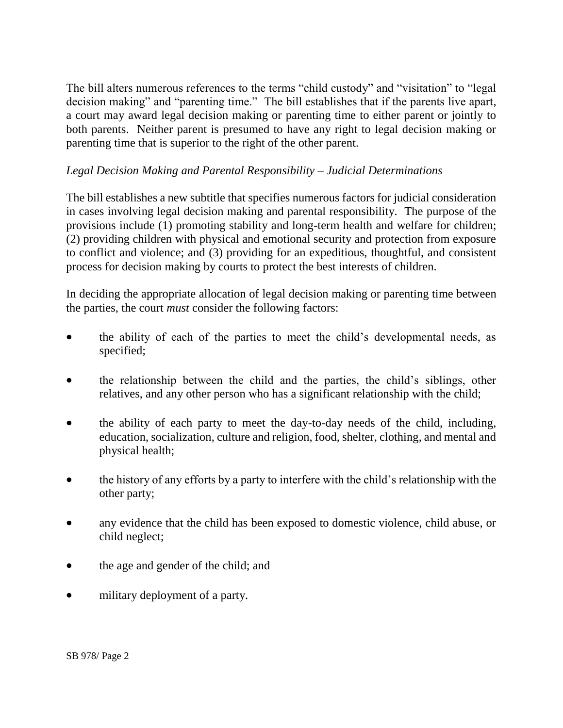The bill alters numerous references to the terms “child custody” and “visitation” to “legal decision making” and “parenting time.” The bill establishes that if the parents live apart, a court may award legal decision making or parenting time to either parent or jointly to both parents. Neither parent is presumed to have any right to legal decision making or parenting time that is superior to the right of the other parent.

*Legal Decision Making and Parental Responsibility – Judicial Determinations*

The bill establishes a new subtitle that specifies numerous factors for judicial consideration in cases involving legal decision making and parental responsibility. The purpose of the provisions include (1) promoting stability and long-term health and welfare for children; (2) providing children with physical and emotional security and protection from exposure to conflict and violence; and (3) providing for an expeditious, thoughtful, and consistent process for decision making by courts to protect the best interests of children.

In deciding the appropriate allocation of legal decision making or parenting time between the parties, the court *must* consider the following factors:

- the ability of each of the parties to meet the child’s developmental needs, as specified;
- the relationship between the child and the parties, the child’s siblings, other relatives, and any other person who has a significant relationship with the child;
- the ability of each party to meet the day-to-day needs of the child, including, education, socialization, culture and religion, food, shelter, clothing, and mental and physical health;
- the history of any efforts by a party to interfere with the child’s relationship with the other party;
- any evidence that the child has been exposed to domestic violence, child abuse, or child neglect;
- the age and gender of the child; and
- military deployment of a party.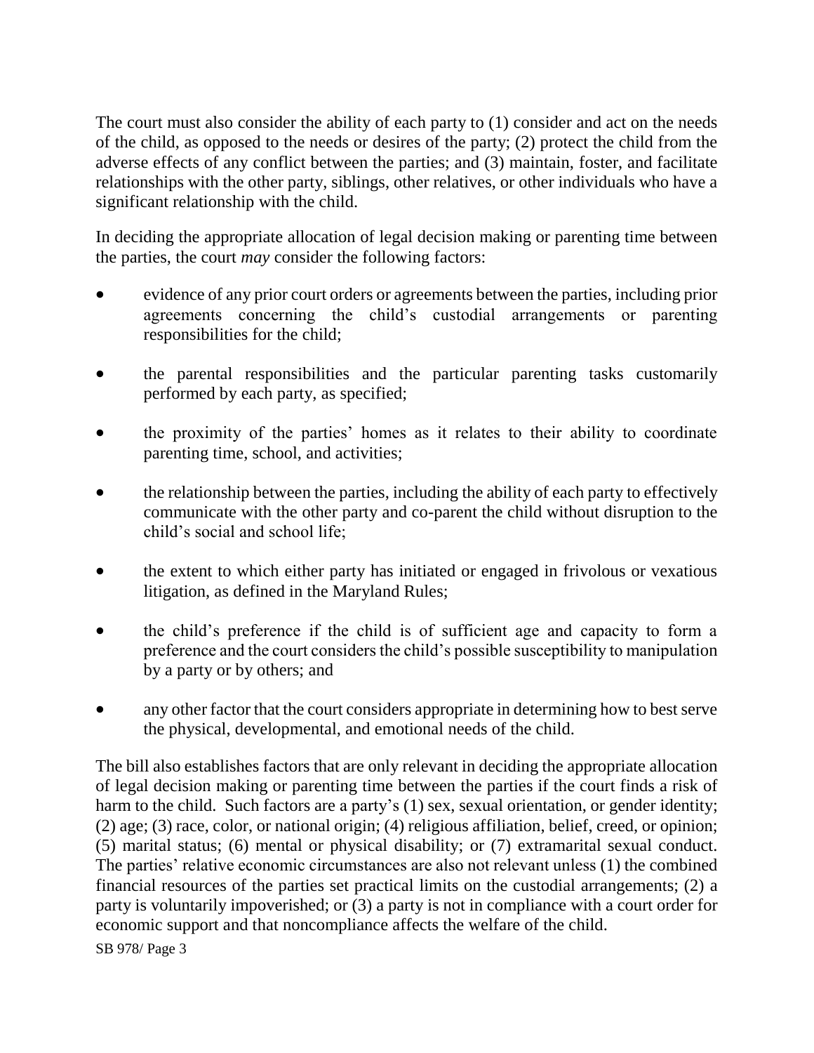The court must also consider the ability of each party to (1) consider and act on the needs of the child, as opposed to the needs or desires of the party; (2) protect the child from the adverse effects of any conflict between the parties; and (3) maintain, foster, and facilitate relationships with the other party, siblings, other relatives, or other individuals who have a significant relationship with the child.

In deciding the appropriate allocation of legal decision making or parenting time between the parties, the court *may* consider the following factors:

- evidence of any prior court orders or agreements between the parties, including prior agreements concerning the child's custodial arrangements or parenting responsibilities for the child;
- the parental responsibilities and the particular parenting tasks customarily performed by each party, as specified;
- the proximity of the parties' homes as it relates to their ability to coordinate parenting time, school, and activities;
- the relationship between the parties, including the ability of each party to effectively communicate with the other party and co-parent the child without disruption to the child's social and school life;
- the extent to which either party has initiated or engaged in frivolous or vexatious litigation, as defined in the Maryland Rules;
- the child's preference if the child is of sufficient age and capacity to form a preference and the court considers the child's possible susceptibility to manipulation by a party or by others; and
- any other factor that the court considers appropriate in determining how to best serve the physical, developmental, and emotional needs of the child.

The bill also establishes factors that are only relevant in deciding the appropriate allocation of legal decision making or parenting time between the parties if the court finds a risk of harm to the child. Such factors are a party's (1) sex, sexual orientation, or gender identity; (2) age; (3) race, color, or national origin; (4) religious affiliation, belief, creed, or opinion; (5) marital status; (6) mental or physical disability; or (7) extramarital sexual conduct. The parties' relative economic circumstances are also not relevant unless (1) the combined financial resources of the parties set practical limits on the custodial arrangements; (2) a party is voluntarily impoverished; or (3) a party is not in compliance with a court order for economic support and that noncompliance affects the welfare of the child.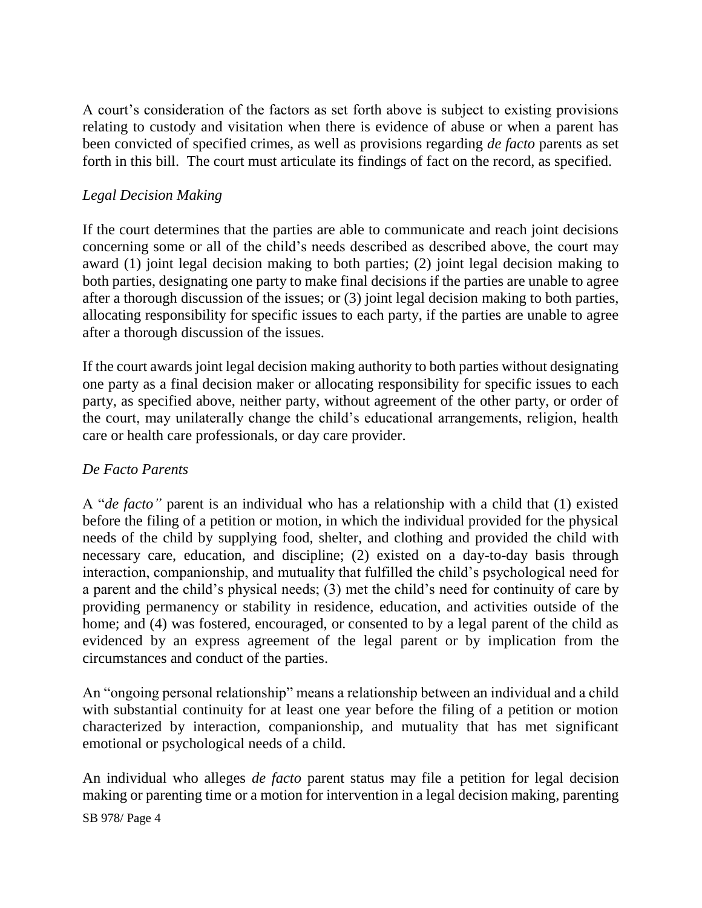A court's consideration of the factors as set forth above is subject to existing provisions relating to custody and visitation when there is evidence of abuse or when a parent has been convicted of specified crimes, as well as provisions regarding *de facto* parents as set forth in this bill. The court must articulate its findings of fact on the record, as specified.

*Legal Decision Making*

If the court determines that the parties are able to communicate and reach joint decisions concerning some or all of the child's needs described as described above, the court may award (1) joint legal decision making to both parties; (2) joint legal decision making to both parties, designating one party to make final decisions if the parties are unable to agree after a thorough discussion of the issues; or (3) joint legal decision making to both parties, allocating responsibility for specific issues to each party, if the parties are unable to agree after a thorough discussion of the issues.

If the court awards joint legal decision making authority to both parties without designating one party as a final decision maker or allocating responsibility for specific issues to each party, as specified above, neither party, without agreement of the other party, or order of the court, may unilaterally change the child's educational arrangements, religion, health care or health care professionals, or day care provider.

*De Facto Parents*

A "*de facto"* parent is an individual who has a relationship with a child that (1) existed before the filing of a petition or motion, in which the individual provided for the physical needs of the child by supplying food, shelter, and clothing and provided the child with necessary care, education, and discipline; (2) existed on a day-to-day basis through interaction, companionship, and mutuality that fulfilled the child's psychological need for a parent and the child's physical needs; (3) met the child's need for continuity of care by providing permanency or stability in residence, education, and activities outside of the home; and (4) was fostered, encouraged, or consented to by a legal parent of the child as evidenced by an express agreement of the legal parent or by implication from the circumstances and conduct of the parties.

An "ongoing personal relationship" means a relationship between an individual and a child with substantial continuity for at least one year before the filing of a petition or motion characterized by interaction, companionship, and mutuality that has met significant emotional or psychological needs of a child.

An individual who alleges *de facto* parent status may file a petition for legal decision making or parenting time or a motion for intervention in a legal decision making, parenting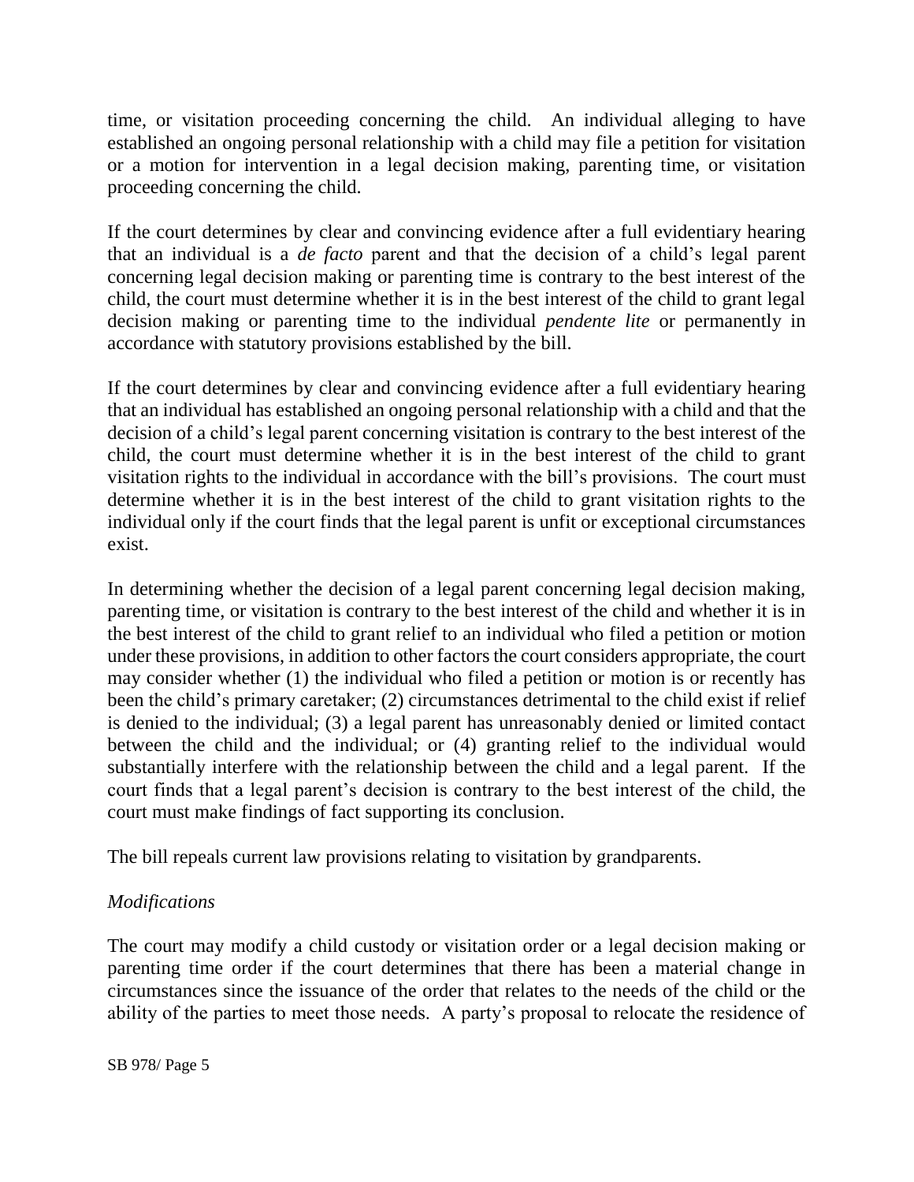time, or visitation proceeding concerning the child. An individual alleging to have established an ongoing personal relationship with a child may file a petition for visitation or a motion for intervention in a legal decision making, parenting time, or visitation proceeding concerning the child.

If the court determines by clear and convincing evidence after a full evidentiary hearing that an individual is a *de facto* parent and that the decision of a child's legal parent concerning legal decision making or parenting time is contrary to the best interest of the child, the court must determine whether it is in the best interest of the child to grant legal decision making or parenting time to the individual *pendente lite* or permanently in accordance with statutory provisions established by the bill.

If the court determines by clear and convincing evidence after a full evidentiary hearing that an individual has established an ongoing personal relationship with a child and that the decision of a child's legal parent concerning visitation is contrary to the best interest of the child, the court must determine whether it is in the best interest of the child to grant visitation rights to the individual in accordance with the bill's provisions. The court must determine whether it is in the best interest of the child to grant visitation rights to the individual only if the court finds that the legal parent is unfit or exceptional circumstances exist.

In determining whether the decision of a legal parent concerning legal decision making, parenting time, or visitation is contrary to the best interest of the child and whether it is in the best interest of the child to grant relief to an individual who filed a petition or motion under these provisions, in addition to other factors the court considers appropriate, the court may consider whether (1) the individual who filed a petition or motion is or recently has been the child's primary caretaker; (2) circumstances detrimental to the child exist if relief is denied to the individual; (3) a legal parent has unreasonably denied or limited contact between the child and the individual; or (4) granting relief to the individual would substantially interfere with the relationship between the child and a legal parent. If the court finds that a legal parent's decision is contrary to the best interest of the child, the court must make findings of fact supporting its conclusion.

The bill repeals current law provisions relating to visitation by grandparents.

*Modifications*

The court may modify a child custody or visitation order or a legal decision making or parenting time order if the court determines that there has been a material change in circumstances since the issuance of the order that relates to the needs of the child or the ability of the parties to meet those needs. A party's proposal to relocate the residence of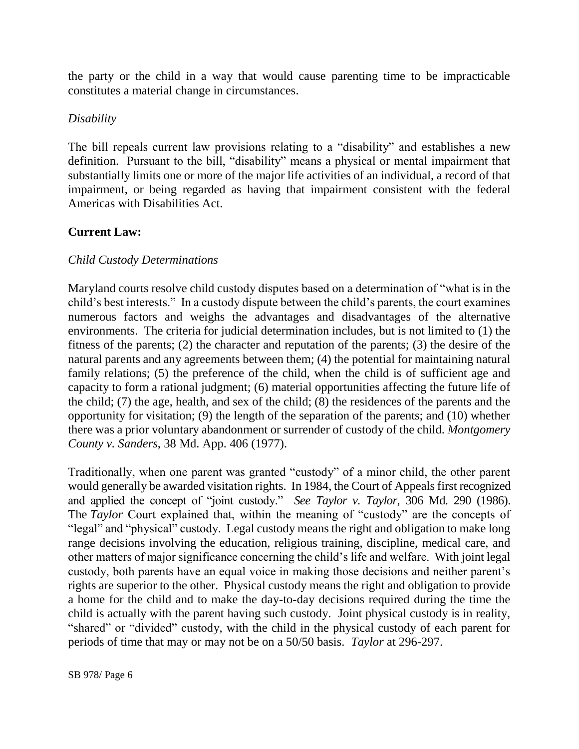the party or the child in a way that would cause parenting time to be impracticable constitutes a material change in circumstances.

*Disability*

The bill repeals current law provisions relating to a "disability" and establishes a new definition. Pursuant to the bill, "disability" means a physical or mental impairment that substantially limits one or more of the major life activities of an individual, a record of that impairment, or being regarded as having that impairment consistent with the federal Americas with Disabilities Act.

**Current Law:**

*Child Custody Determinations*

Maryland courts resolve child custody disputes based on a determination of "what is in the child's best interests." In a custody dispute between the child's parents, the court examines numerous factors and weighs the advantages and disadvantages of the alternative environments. The criteria for judicial determination includes, but is not limited to (1) the fitness of the parents; (2) the character and reputation of the parents; (3) the desire of the natural parents and any agreements between them; (4) the potential for maintaining natural family relations; (5) the preference of the child, when the child is of sufficient age and capacity to form a rational judgment; (6) material opportunities affecting the future life of the child; (7) the age, health, and sex of the child; (8) the residences of the parents and the opportunity for visitation; (9) the length of the separation of the parents; and (10) whether there was a prior voluntary abandonment or surrender of custody of the child. *Montgomery County v. Sanders*, 38 Md. App. 406 (1977).

Traditionally, when one parent was granted "custody" of a minor child, the other parent would generally be awarded visitation rights. In 1984, the Court of Appeals first recognized and applied the concept of "joint custody." *See Taylor v. Taylor*, 306 Md. 290 (1986). The *Taylor* Court explained that, within the meaning of "custody" are the concepts of "legal" and "physical" custody. Legal custody means the right and obligation to make long range decisions involving the education, religious training, discipline, medical care, and other matters of major significance concerning the child's life and welfare. With joint legal custody, both parents have an equal voice in making those decisions and neither parent's rights are superior to the other. Physical custody means the right and obligation to provide a home for the child and to make the day-to-day decisions required during the time the child is actually with the parent having such custody. Joint physical custody is in reality, "shared" or "divided" custody, with the child in the physical custody of each parent for periods of time that may or may not be on a 50/50 basis. *Taylor* at 296-297.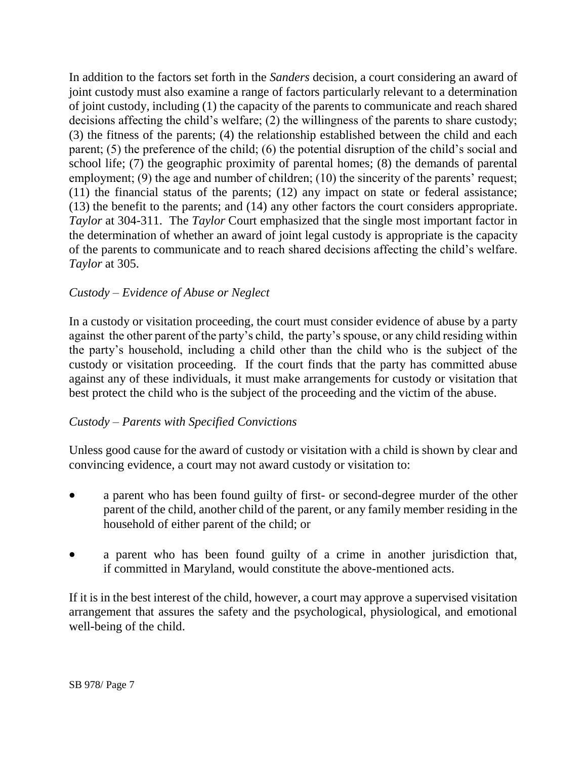In addition to the factors set forth in the *Sanders* decision, a court considering an award of joint custody must also examine a range of factors particularly relevant to a determination of joint custody, including (1) the capacity of the parents to communicate and reach shared decisions affecting the child's welfare; (2) the willingness of the parents to share custody; (3) the fitness of the parents; (4) the relationship established between the child and each parent; (5) the preference of the child; (6) the potential disruption of the child's social and school life; (7) the geographic proximity of parental homes; (8) the demands of parental employment; (9) the age and number of children; (10) the sincerity of the parents' request; (11) the financial status of the parents; (12) any impact on state or federal assistance; (13) the benefit to the parents; and (14) any other factors the court considers appropriate. *Taylor* at 304-311. The *Taylor* Court emphasized that the single most important factor in the determination of whether an award of joint legal custody is appropriate is the capacity of the parents to communicate and to reach shared decisions affecting the child's welfare. *Taylor* at 305.

*Custody – Evidence of Abuse or Neglect*

In a custody or visitation proceeding, the court must consider evidence of abuse by a party against the other parent of the party's child, the party's spouse, or any child residing within the party's household, including a child other than the child who is the subject of the custody or visitation proceeding. If the court finds that the party has committed abuse against any of these individuals, it must make arrangements for custody or visitation that best protect the child who is the subject of the proceeding and the victim of the abuse.

*Custody – Parents with Specified Convictions*

Unless good cause for the award of custody or visitation with a child is shown by clear and convincing evidence, a court may not award custody or visitation to:

- a parent who has been found guilty of first- or second-degree murder of the other parent of the child, another child of the parent, or any family member residing in the household of either parent of the child; or
- a parent who has been found guilty of a crime in another jurisdiction that, if committed in Maryland, would constitute the above-mentioned acts.

If it is in the best interest of the child, however, a court may approve a supervised visitation arrangement that assures the safety and the psychological, physiological, and emotional well-being of the child.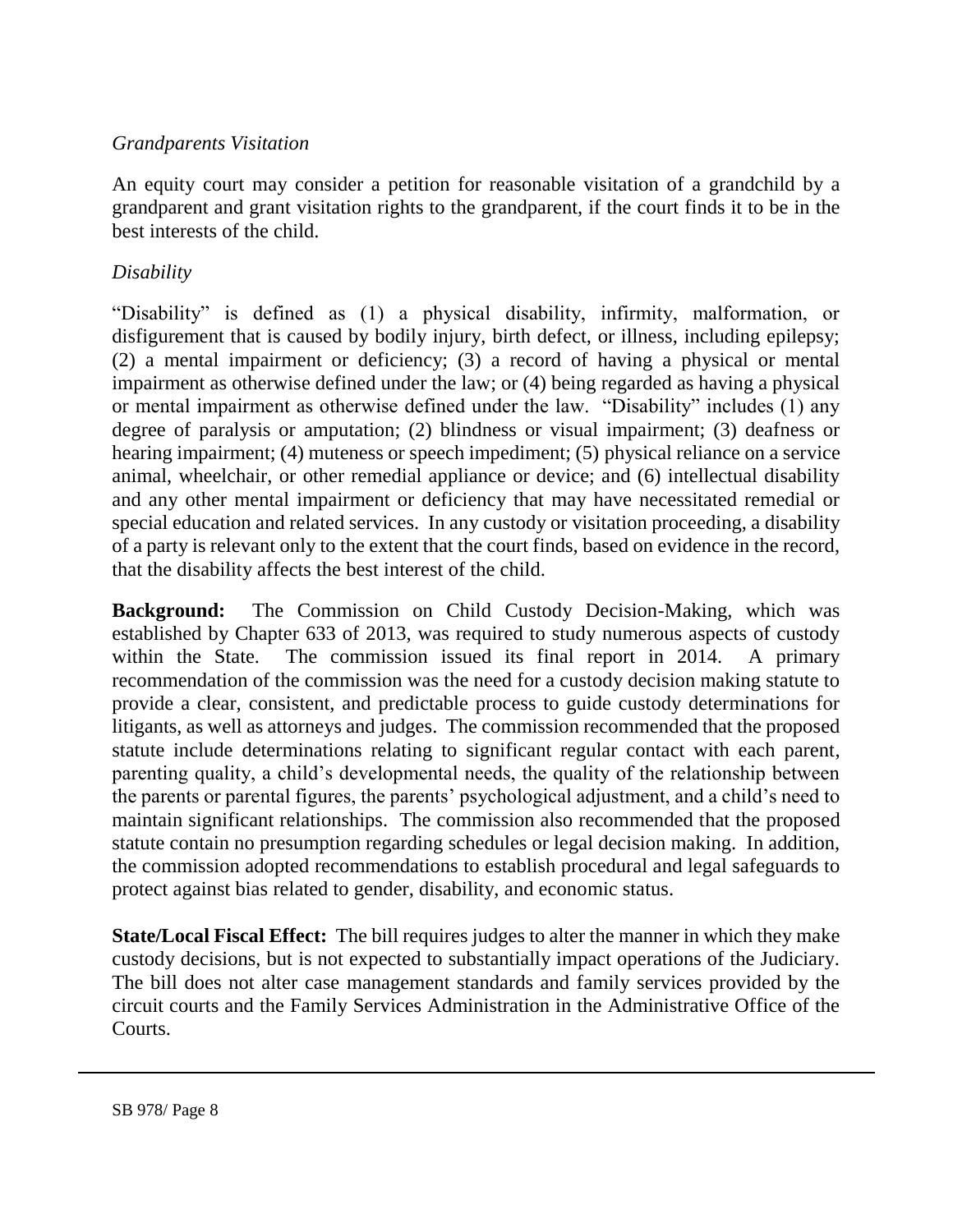*Grandparents Visitation*

An equity court may consider a petition for reasonable visitation of a grandchild by a grandparent and grant visitation rights to the grandparent, if the court finds it to be in the best interests of the child.

*Disability*

"Disability" is defined as (1) a physical disability, infirmity, malformation, or disfigurement that is caused by bodily injury, birth defect, or illness, including epilepsy; (2) a mental impairment or deficiency; (3) a record of having a physical or mental impairment as otherwise defined under the law; or (4) being regarded as having a physical or mental impairment as otherwise defined under the law. "Disability" includes (1) any degree of paralysis or amputation; (2) blindness or visual impairment; (3) deafness or hearing impairment; (4) muteness or speech impediment; (5) physical reliance on a service animal, wheelchair, or other remedial appliance or device; and (6) intellectual disability and any other mental impairment or deficiency that may have necessitated remedial or special education and related services. In any custody or visitation proceeding, a disability of a party is relevant only to the extent that the court finds, based on evidence in the record, that the disability affects the best interest of the child.

**Background:** The Commission on Child Custody Decision-Making, which was established by Chapter 633 of 2013, was required to study numerous aspects of custody within the State. The commission issued its final report in 2014. A primary recommendation of the commission was the need for a custody decision making statute to provide a clear, consistent, and predictable process to guide custody determinations for litigants, as well as attorneys and judges. The commission recommended that the proposed statute include determinations relating to significant regular contact with each parent, parenting quality, a child's developmental needs, the quality of the relationship between the parents or parental figures, the parents' psychological adjustment, and a child's need to maintain significant relationships. The commission also recommended that the proposed statute contain no presumption regarding schedules or legal decision making. In addition, the commission adopted recommendations to establish procedural and legal safeguards to protect against bias related to gender, disability, and economic status.

**State/Local Fiscal Effect:** The bill requires judges to alter the manner in which they make custody decisions, but is not expected to substantially impact operations of the Judiciary. The bill does not alter case management standards and family services provided by the circuit courts and the Family Services Administration in the Administrative Office of the Courts.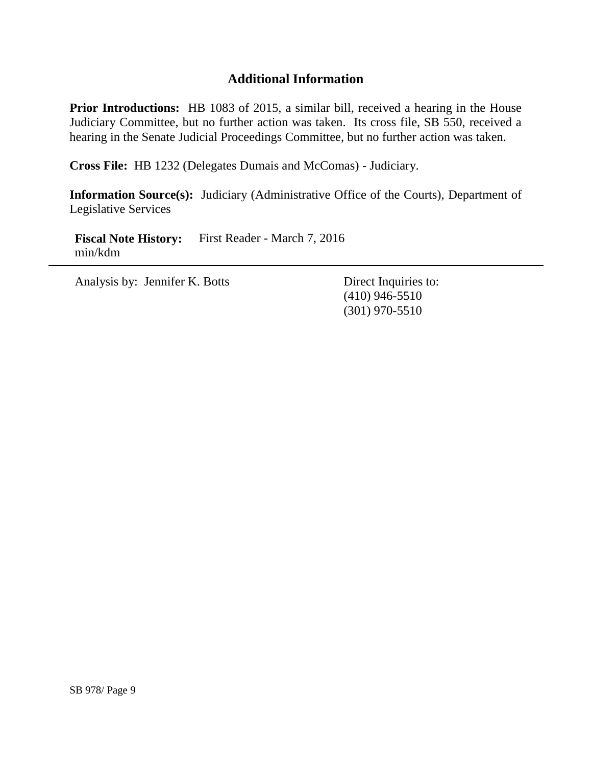## Additional Information

**Prior Introductions:** HB 1083 of 2015, a similar bill, received a hearing in the House Judiciary Committee, but no further action was taken. Its cross file, SB 550, received a hearing in the Senate Judicial Proceedings Committee, but no further action was taken.

**Cross File:** HB 1232 (Delegates Dumais and McComas) - Judiciary.

**Information Source(s):** Judiciary (Administrative Office of the Courts), Department of Legislative Services

**Fiscal Note History:** First Reader - March 7, 2016
min/kdm

---

Analysis by: Jennifer K. Botts

Direct Inquiries to:
(410) 946-5510
(301) 970-5510